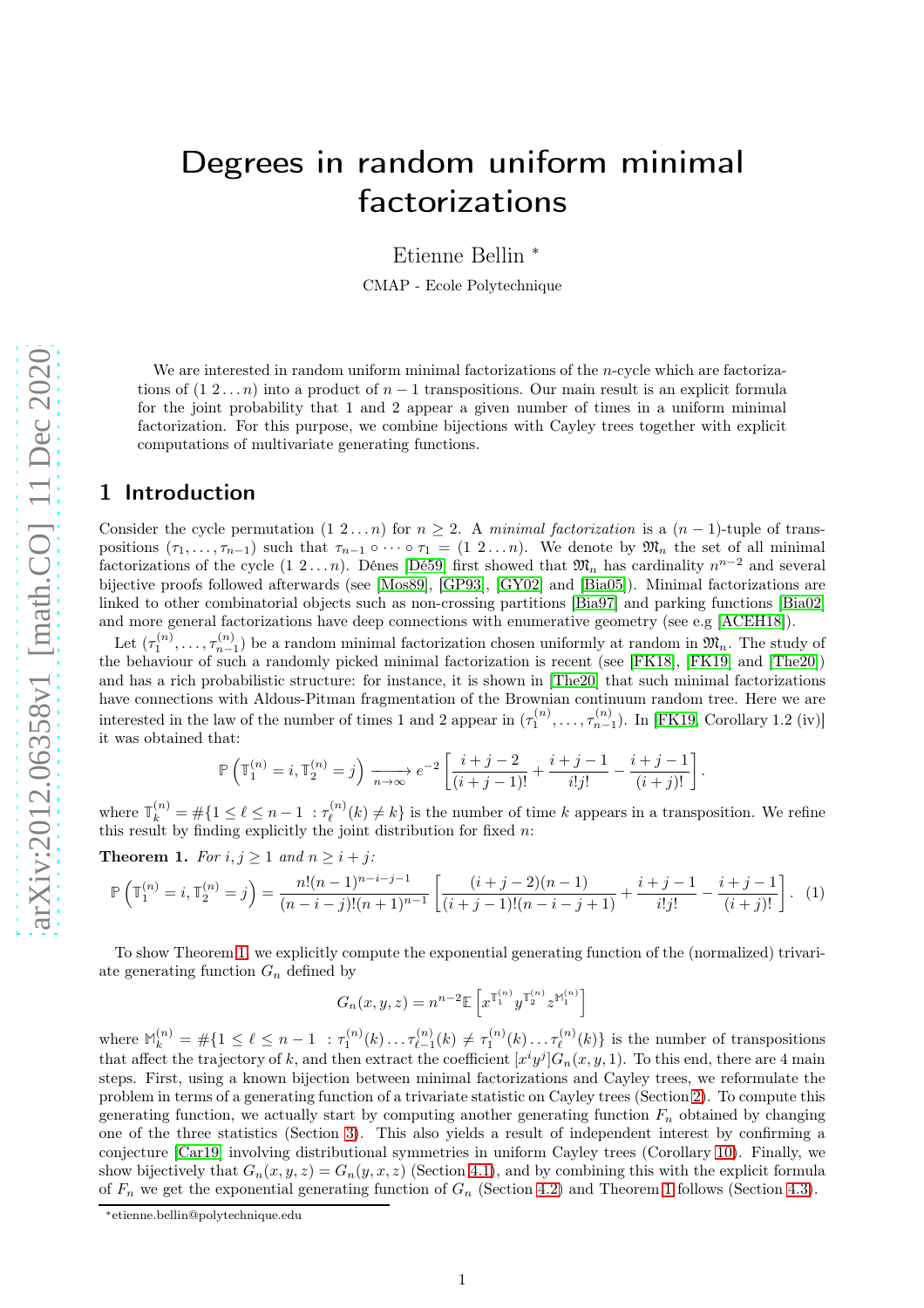# Degrees in random uniform minimal factorizations

Etienne Bellin *

CMAP - Ecole Polytechnique

We are interested in random uniform minimal factorizations of the $n$-cycle which are factorizations of $(1\ 2 \dots n)$ into a product of $n-1$ transpositions. Our main result is an explicit formula for the joint probability that 1 and 2 appear a given number of times in a uniform minimal factorization. For this purpose, we combine bijections with Cayley trees together with explicit computations of multivariate generating functions.

## 1 Introduction

Consider the cycle permutation $(1\ 2 \dots n)$ for $n \geq 2$. A *minimal factorization* is a $(n-1)$-tuple of transpositions $(\tau_1, \dots, \tau_{n-1})$ such that $\tau_{n-1} \circ \cdots \circ \tau_1 = (1\ 2 \dots n)$. We denote by $\mathfrak{M}_n$ the set of all minimal factorizations of the cycle $(1\ 2 \dots n)$. Dénes [Dé59] first showed that $\mathfrak{M}_n$ has cardinality $n^{n-2}$ and several bijective proofs followed afterwards (see [Mos89], [GP93], [GY02] and [Bia05]). Minimal factorizations are linked to other combinatorial objects such as non-crossing partitions [Bia97] and parking functions [Bia02] and more general factorizations have deep connections with enumerative geometry (see e.g [ACEH18]).

Let $(\tau_1^{(n)}, \dots, \tau_{n-1}^{(n)})$ be a random minimal factorization chosen uniformly at random in $\mathfrak{M}_n$. The study of the behaviour of such a randomly picked minimal factorization is recent (see [FK18], [FK19] and [The20]) and has a rich probabilistic structure: for instance, it is shown in [The20] that such minimal factorizations have connections with Aldous-Pitman fragmentation of the Brownian continuum random tree. Here we are interested in the law of the number of times 1 and 2 appear in $(\tau_1^{(n)}, \dots, \tau_{n-1}^{(n)})$. In [FK19, Corollary 1.2 (iv)] it was obtained that:

$$\mathbb{P}\left(\mathbb{T}_1^{(n)} = i, \mathbb{T}_2^{(n)} = j\right) \underset{n\to\infty}{\longrightarrow} e^{-2}\left[\frac{i+j-2}{(i+j-1)!} + \frac{i+j-1}{i!j!} - \frac{i+j-1}{(i+j)!}\right].$$

where $\mathbb{T}_k^{(n)} = \#\{1 \leq \ell \leq n-1\ : \tau_\ell^{(n)}(k) \neq k\}$ is the number of time $k$ appears in a transposition. We refine this result by finding explicitly the joint distribution for fixed $n$:

**Theorem 1.** *For $i, j \geq 1$ and $n \geq i+j$:*

$$\mathbb{P}\left(\mathbb{T}_1^{(n)} = i, \mathbb{T}_2^{(n)} = j\right) = \frac{n!(n-1)^{n-i-j-1}}{(n-i-j)!(n+1)^{n-1}}\left[\frac{(i+j-2)(n-1)}{(i+j-1)!(n-i-j+1)} + \frac{i+j-1}{i!j!} - \frac{i+j-1}{(i+j)!}\right]. \quad (1)$$

To show Theorem 1, we explicitly compute the exponential generating function of the (normalized) trivariate generating function $G_n$ defined by

$$G_n(x,y,z) = n^{n-2}\mathbb{E}\left[x^{\mathbb{T}_1^{(n)}} y^{\mathbb{T}_2^{(n)}} z^{\mathbb{M}_1^{(n)}}\right]$$

where $\mathbb{M}_k^{(n)} = \#\{1 \leq \ell \leq n-1\ : \tau_1^{(n)}(k) \dots \tau_{\ell-1}^{(n)}(k) \neq \tau_1^{(n)}(k) \dots \tau_\ell^{(n)}(k)\}$ is the number of transpositions that affect the trajectory of $k$, and then extract the coefficient $[x^i y^j]G_n(x,y,1)$. To this end, there are 4 main steps. First, using a known bijection between minimal factorizations and Cayley trees, we reformulate the problem in terms of a generating function of a trivariate statistic on Cayley trees (Section 2). To compute this generating function, we actually start by computing another generating function $F_n$ obtained by changing one of the three statistics (Section 3). This also yields a result of independent interest by confirming a conjecture [Car19] involving distributional symmetries in uniform Cayley trees (Corollary 10). Finally, we show bijectively that $G_n(x,y,z) = G_n(y,x,z)$ (Section 4.1), and by combining this with the explicit formula of $F_n$ we get the exponential generating function of $G_n$ (Section 4.2) and Theorem 1 follows (Section 4.3).

*etienne.bellin@polytechnique.edu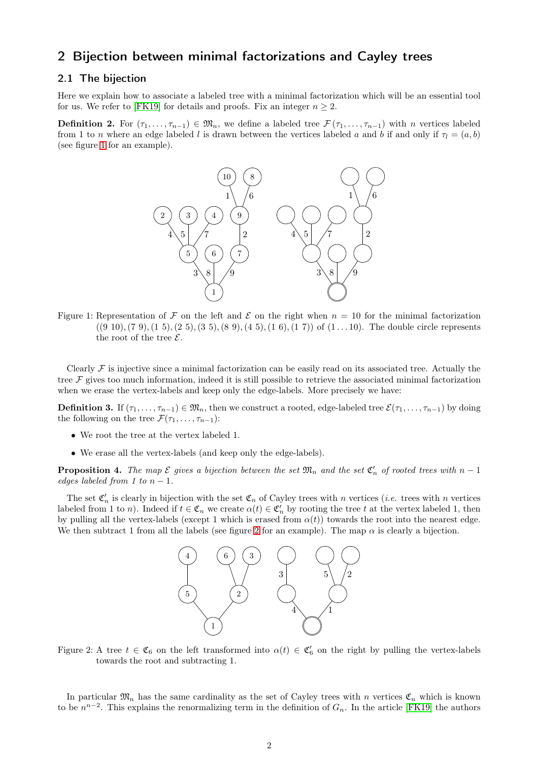## 2 Bijection between minimal factorizations and Cayley trees

### 2.1 The bijection

Here we explain how to associate a labeled tree with a minimal factorization which will be an essential tool for us. We refer to [FK19] for details and proofs. Fix an integer $n \geq 2$.

**Definition 2.** For $(\tau_1, \ldots, \tau_{n-1}) \in \mathfrak{M}_n$, we define a labeled tree $\mathcal{F}(\tau_1, \ldots, \tau_{n-1})$ with $n$ vertices labeled from 1 to $n$ where an edge labeled $l$ is drawn between the vertices labeled $a$ and $b$ if and only if $\tau_l = (a, b)$ (see figure 1 for an example).

Figure 1: Representation of $\mathcal{F}$ on the left and $\mathcal{E}$ on the right when $n = 10$ for the minimal factorization $((9\ 10), (7\ 9), (1\ 5), (2\ 5), (3\ 5), (8\ 9), (4\ 5), (1\ 6), (1\ 7))$ of $(1 \ldots 10)$. The double circle represents the root of the tree $\mathcal{E}$.

Clearly $\mathcal{F}$ is injective since a minimal factorization can be easily read on its associated tree. Actually the tree $\mathcal{F}$ gives too much information, indeed it is still possible to retrieve the associated minimal factorization when we erase the vertex-labels and keep only the edge-labels. More precisely we have:

**Definition 3.** If $(\tau_1, \ldots, \tau_{n-1}) \in \mathfrak{M}_n$, then we construct a rooted, edge-labeled tree $\mathcal{E}(\tau_1, \ldots, \tau_{n-1})$ by doing the following on the tree $\mathcal{F}(\tau_1, \ldots, \tau_{n-1})$:

- We root the tree at the vertex labeled 1.
- We erase all the vertex-labels (and keep only the edge-labels).

**Proposition 4.** *The map $\mathcal{E}$ gives a bijection between the set $\mathfrak{M}_n$ and the set $\mathfrak{C}'_n$ of rooted trees with $n-1$ edges labeled from 1 to $n-1$.*

The set $\mathfrak{C}'_n$ is clearly in bijection with the set $\mathfrak{C}_n$ of Cayley trees with $n$ vertices (*i.e.* trees with $n$ vertices labeled from 1 to $n$). Indeed if $t \in \mathfrak{C}_n$ we create $\alpha(t) \in \mathfrak{C}'_n$ by rooting the tree $t$ at the vertex labeled 1, then by pulling all the vertex-labels (except 1 which is erased from $\alpha(t)$) towards the root into the nearest edge. We then subtract 1 from all the labels (see figure 2 for an example). The map $\alpha$ is clearly a bijection.

Figure 2: A tree $t \in \mathfrak{C}_6$ on the left transformed into $\alpha(t) \in \mathfrak{C}'_6$ on the right by pulling the vertex-labels towards the root and subtracting 1.

In particular $\mathfrak{M}_n$ has the same cardinality as the set of Cayley trees with $n$ vertices $\mathfrak{C}_n$ which is known to be $n^{n-2}$. This explains the renormalizing term in the definition of $G_n$. In the article [FK19] the authors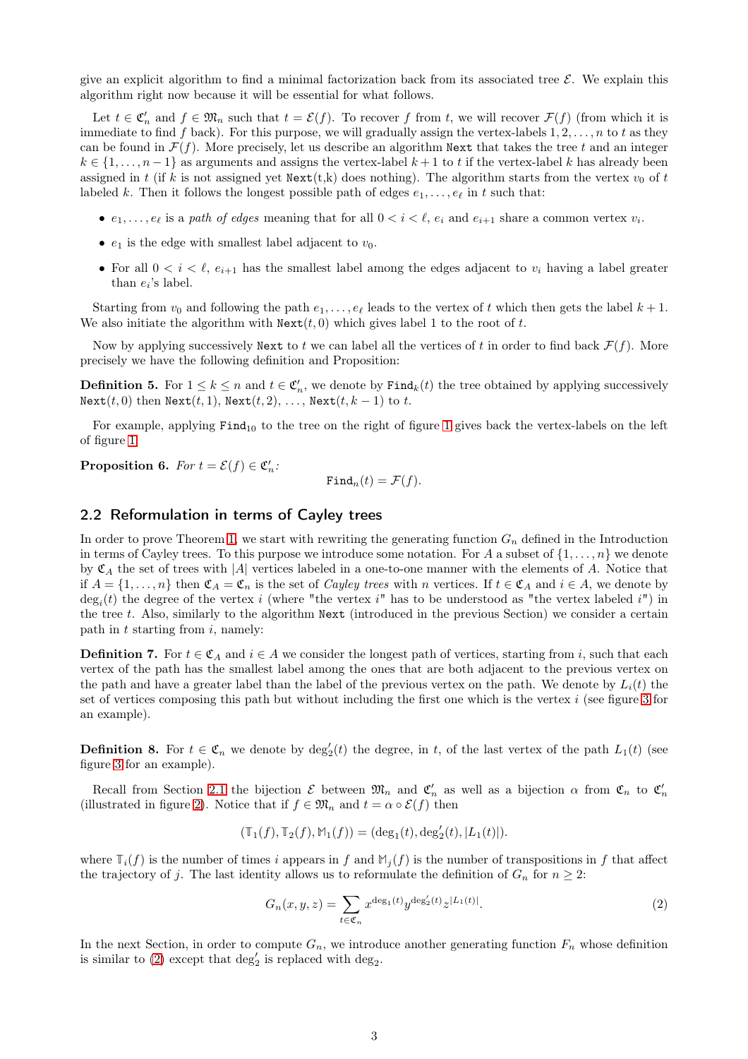give an explicit algorithm to find a minimal factorization back from its associated tree $\mathcal{E}$. We explain this algorithm right now because it will be essential for what follows.

Let $t \in \mathfrak{C}'_n$ and $f \in \mathfrak{M}_n$ such that $t = \mathcal{E}(f)$. To recover $f$ from $t$, we will recover $\mathcal{F}(f)$ (from which it is immediate to find $f$ back). For this purpose, we will gradually assign the vertex-labels $1, 2, \ldots, n$ to $t$ as they can be found in $\mathcal{F}(f)$. More precisely, let us describe an algorithm `Next` that takes the tree $t$ and an integer $k \in \{1, \ldots, n-1\}$ as arguments and assigns the vertex-label $k+1$ to $t$ if the vertex-label $k$ has already been assigned in $t$ (if $k$ is not assigned yet `Next(t,k)` does nothing). The algorithm starts from the vertex $v_0$ of $t$ labeled $k$. Then it follows the longest possible path of edges $e_1, \ldots, e_\ell$ in $t$ such that:

- $e_1, \ldots, e_\ell$ is a *path of edges* meaning that for all $0 < i < \ell$, $e_i$ and $e_{i+1}$ share a common vertex $v_i$.
- $e_1$ is the edge with smallest label adjacent to $v_0$.
- For all $0 < i < \ell$, $e_{i+1}$ has the smallest label among the edges adjacent to $v_i$ having a label greater than $e_i$'s label.

Starting from $v_0$ and following the path $e_1, \ldots, e_\ell$ leads to the vertex of $t$ which then gets the label $k+1$. We also initiate the algorithm with `Next(t,0)` which gives label 1 to the root of $t$.

Now by applying successively `Next` to $t$ we can label all the vertices of $t$ in order to find back $\mathcal{F}(f)$. More precisely we have the following definition and Proposition:

**Definition 5.** For $1 \leq k \leq n$ and $t \in \mathfrak{C}'_n$, we denote by $\texttt{Find}_k(t)$ the tree obtained by applying successively `Next(t,0)` then `Next(t,1)`, `Next(t,2)`, ..., `Next(t,k-1)` to $t$.

For example, applying $\texttt{Find}_{10}$ to the tree on the right of figure 1 gives back the vertex-labels on the left of figure 1.

**Proposition 6.** *For $t = \mathcal{E}(f) \in \mathfrak{C}'_n$:*

$$\texttt{Find}_n(t) = \mathcal{F}(f).$$

## 2.2 Reformulation in terms of Cayley trees

In order to prove Theorem 1, we start with rewriting the generating function $G_n$ defined in the Introduction in terms of Cayley trees. To this purpose we introduce some notation. For $A$ a subset of $\{1, \ldots, n\}$ we denote by $\mathfrak{C}_A$ the set of trees with $|A|$ vertices labeled in a one-to-one manner with the elements of $A$. Notice that if $A = \{1, \ldots, n\}$ then $\mathfrak{C}_A = \mathfrak{C}_n$ is the set of *Cayley trees* with $n$ vertices. If $t \in \mathfrak{C}_A$ and $i \in A$, we denote by $\deg_i(t)$ the degree of the vertex $i$ (where "the vertex $i$" has to be understood as "the vertex labeled $i$") in the tree $t$. Also, similarly to the algorithm `Next` (introduced in the previous Section) we consider a certain path in $t$ starting from $i$, namely:

**Definition 7.** For $t \in \mathfrak{C}_A$ and $i \in A$ we consider the longest path of vertices, starting from $i$, such that each vertex of the path has the smallest label among the ones that are both adjacent to the previous vertex on the path and have a greater label than the label of the previous vertex on the path. We denote by $L_i(t)$ the set of vertices composing this path but without including the first one which is the vertex $i$ (see figure 3 for an example).

**Definition 8.** For $t \in \mathfrak{C}_n$ we denote by $\deg'_2(t)$ the degree, in $t$, of the last vertex of the path $L_1(t)$ (see figure 3 for an example).

Recall from Section 2.1 the bijection $\mathcal{E}$ between $\mathfrak{M}_n$ and $\mathfrak{C}'_n$ as well as a bijection $\alpha$ from $\mathfrak{C}_n$ to $\mathfrak{C}'_n$ (illustrated in figure 2). Notice that if $f \in \mathfrak{M}_n$ and $t = \alpha \circ \mathcal{E}(f)$ then

$$(\mathbb{T}_1(f), \mathbb{T}_2(f), \mathbb{M}_1(f)) = (\deg_1(t), \deg'_2(t), |L_1(t)|).$$

where $\mathbb{T}_i(f)$ is the number of times $i$ appears in $f$ and $\mathbb{M}_j(f)$ is the number of transpositions in $f$ that affect the trajectory of $j$. The last identity allows us to reformulate the definition of $G_n$ for $n \geq 2$:

$$G_n(x, y, z) = \sum_{t \in \mathfrak{C}_n} x^{\deg_1(t)} y^{\deg'_2(t)} z^{|L_1(t)|}. \tag{2}$$

In the next Section, in order to compute $G_n$, we introduce another generating function $F_n$ whose definition is similar to (2) except that $\deg'_2$ is replaced with $\deg_2$.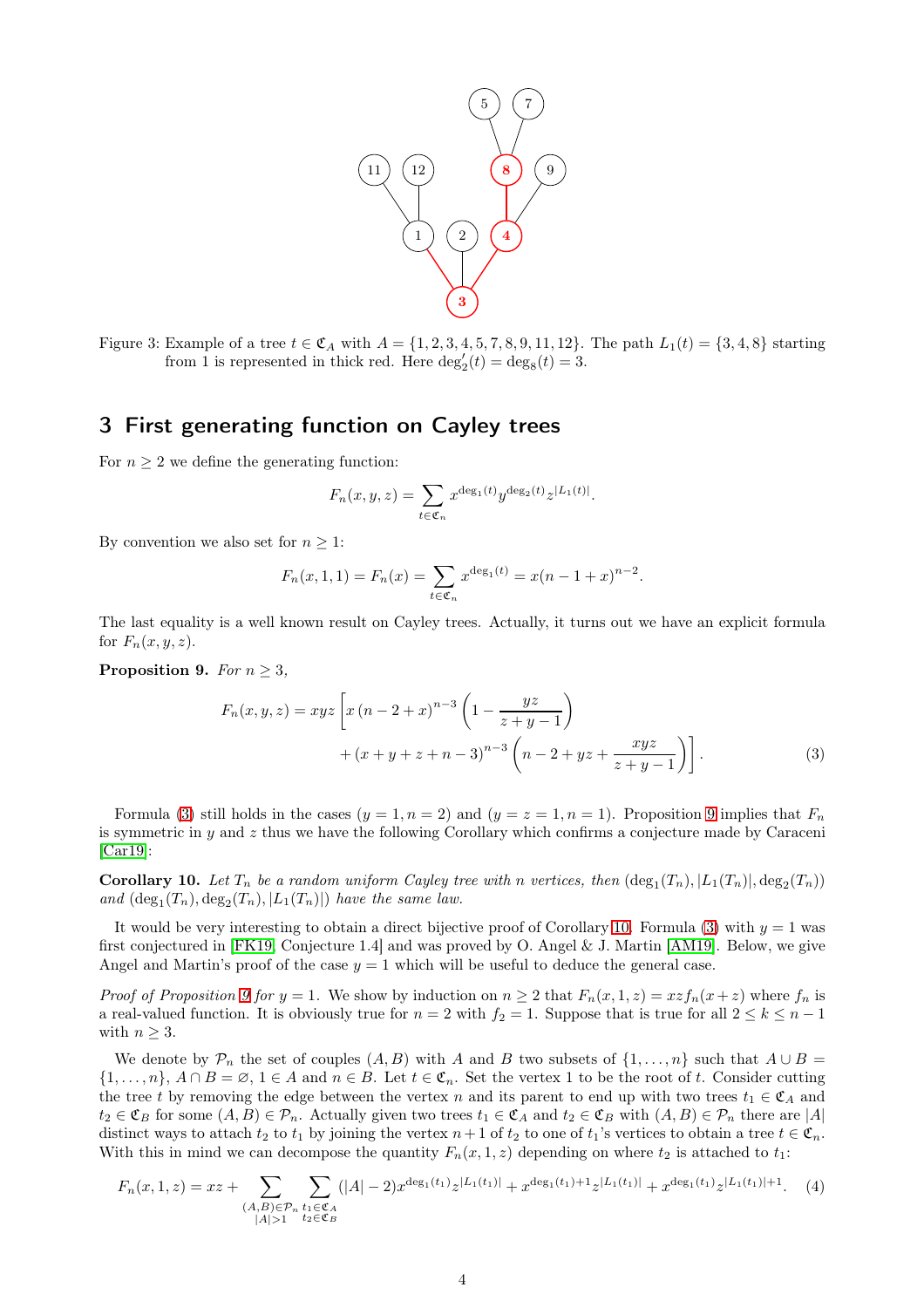Figure 3: Example of a tree $t \in \mathfrak{C}_A$ with $A = \{1, 2, 3, 4, 5, 7, 8, 9, 11, 12\}$. The path $L_1(t) = \{3, 4, 8\}$ starting from 1 is represented in thick red. Here $\deg_2'(t) = \deg_8(t) = 3$.

## 3 First generating function on Cayley trees

For $n \geq 2$ we define the generating function:

$$F_n(x, y, z) = \sum_{t \in \mathfrak{C}_n} x^{\deg_1(t)} y^{\deg_2(t)} z^{|L_1(t)|}.$$

By convention we also set for $n \geq 1$:

$$F_n(x, 1, 1) = F_n(x) = \sum_{t \in \mathfrak{C}_n} x^{\deg_1(t)} = x(n - 1 + x)^{n-2}.$$

The last equality is a well known result on Cayley trees. Actually, it turns out we have an explicit formula for $F_n(x, y, z)$.

**Proposition 9.** *For $n \geq 3$,*

$$F_n(x, y, z) = xyz \left[ x\left(n - 2 + x\right)^{n-3} \left(1 - \frac{yz}{z + y - 1}\right) + (x + y + z + n - 3)^{n-3} \left(n - 2 + yz + \frac{xyz}{z + y - 1}\right)\right]. \tag{3}$$

Formula (3) still holds in the cases $(y = 1, n = 2)$ and $(y = z = 1, n = 1)$. Proposition 9 implies that $F_n$ is symmetric in $y$ and $z$ thus we have the following Corollary which confirms a conjecture made by Caraceni [Car19]:

**Corollary 10.** *Let $T_n$ be a random uniform Cayley tree with $n$ vertices, then $(\deg_1(T_n), |L_1(T_n)|, \deg_2(T_n))$ and $(\deg_1(T_n), \deg_2(T_n), |L_1(T_n)|)$ have the same law.*

It would be very interesting to obtain a direct bijective proof of Corollary 10. Formula (3) with $y = 1$ was first conjectured in [FK19, Conjecture 1.4] and was proved by O. Angel & J. Martin [AM19]. Below, we give Angel and Martin's proof of the case $y = 1$ which will be useful to deduce the general case.

*Proof of Proposition 9 for $y = 1$.* We show by induction on $n \geq 2$ that $F_n(x, 1, z) = xzf_n(x + z)$ where $f_n$ is a real-valued function. It is obviously true for $n = 2$ with $f_2 = 1$. Suppose that is true for all $2 \leq k \leq n - 1$ with $n \geq 3$.

We denote by $\mathcal{P}_n$ the set of couples $(A, B)$ with $A$ and $B$ two subsets of $\{1, \ldots, n\}$ such that $A \cup B = \{1, \ldots, n\}$, $A \cap B = \varnothing$, $1 \in A$ and $n \in B$. Let $t \in \mathfrak{C}_n$. Set the vertex 1 to be the root of $t$. Consider cutting the tree $t$ by removing the edge between the vertex $n$ and its parent to end up with two trees $t_1 \in \mathfrak{C}_A$ and $t_2 \in \mathfrak{C}_B$ for some $(A, B) \in \mathcal{P}_n$. Actually given two trees $t_1 \in \mathfrak{C}_A$ and $t_2 \in \mathfrak{C}_B$ with $(A, B) \in \mathcal{P}_n$ there are $|A|$ distinct ways to attach $t_2$ to $t_1$ by joining the vertex $n+1$ of $t_2$ to one of $t_1$'s vertices to obtain a tree $t \in \mathfrak{C}_n$. With this in mind we can decompose the quantity $F_n(x, 1, z)$ depending on where $t_2$ is attached to $t_1$:

$$F_n(x, 1, z) = xz + \sum_{\substack{(A,B) \in \mathcal{P}_n \\ |A| > 1}} \sum_{\substack{t_1 \in \mathfrak{C}_A \\ t_2 \in \mathfrak{C}_B}} (|A| - 2)x^{\deg_1(t_1)} z^{|L_1(t_1)|} + x^{\deg_1(t_1)+1} z^{|L_1(t_1)|} + x^{\deg_1(t_1)} z^{|L_1(t_1)|+1}. \tag{4}$$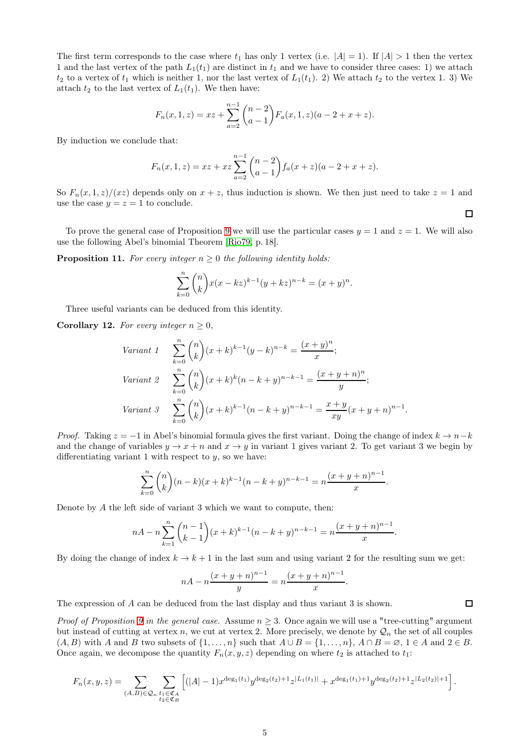The first term corresponds to the case where $t_1$ has only 1 vertex (i.e. $|A| = 1$). If $|A| > 1$ then the vertex 1 and the last vertex of the path $L_1(t_1)$ are distinct in $t_1$ and we have to consider three cases: 1) we attach $t_2$ to a vertex of $t_1$ which is neither 1, nor the last vertex of $L_1(t_1)$. 2) We attach $t_2$ to the vertex 1. 3) We attach $t_2$ to the last vertex of $L_1(t_1)$. We then have:

$$F_n(x,1,z) = xz + \sum_{a=2}^{n-1} \binom{n-2}{a-1} F_a(x,1,z)(a-2+x+z).$$

By induction we conclude that:

$$F_n(x,1,z) = xz + xz \sum_{a=2}^{n-1} \binom{n-2}{a-1} f_a(x+z)(a-2+x+z).$$

So $F_n(x,1,z)/(xz)$ depends only on $x+z$, thus induction is shown. We then just need to take $z=1$ and use the case $y=z=1$ to conclude. ◻

To prove the general case of Proposition 9 we will use the particular cases $y=1$ and $z=1$. We will also use the following Abel's binomial Theorem [Rio79, p. 18].

**Proposition 11.** *For every integer $n \geq 0$ the following identity holds:*

$$\sum_{k=0}^{n} \binom{n}{k} x(x-kz)^{k-1}(y+kz)^{n-k} = (x+y)^n.$$

Three useful variants can be deduced from this identity.

**Corollary 12.** *For every integer $n \geq 0$,*

$$\textit{Variant 1} \quad \sum_{k=0}^{n} \binom{n}{k} (x+k)^{k-1}(y-k)^{n-k} = \frac{(x+y)^n}{x};$$

$$\textit{Variant 2} \quad \sum_{k=0}^{n} \binom{n}{k} (x+k)^{k}(n-k+y)^{n-k-1} = \frac{(x+y+n)^n}{y};$$

$$\textit{Variant 3} \quad \sum_{k=0}^{n} \binom{n}{k} (x+k)^{k-1}(n-k+y)^{n-k-1} = \frac{x+y}{xy}(x+y+n)^{n-1}.$$

*Proof.* Taking $z=-1$ in Abel's binomial formula gives the first variant. Doing the change of index $k \to n-k$ and the change of variables $y \to x+n$ and $x \to y$ in variant 1 gives variant 2. To get variant 3 we begin by differentiating variant 1 with respect to $y$, so we have:

$$\sum_{k=0}^{n} \binom{n}{k} (n-k)(x+k)^{k-1}(n-k+y)^{n-k-1} = n\frac{(x+y+n)^{n-1}}{x}.$$

Denote by $A$ the left side of variant 3 which we want to compute, then:

$$nA - n\sum_{k=1}^{n} \binom{n-1}{k-1} (x+k)^{k-1}(n-k+y)^{n-k-1} = n\frac{(x+y+n)^{n-1}}{x}.$$

By doing the change of index $k \to k+1$ in the last sum and using variant 2 for the resulting sum we get:

$$nA - n\frac{(x+y+n)^{n-1}}{y} = n\frac{(x+y+n)^{n-1}}{x}.$$

The expression of $A$ can be deduced from the last display and thus variant 3 is shown. ◻

*Proof of Proposition 9 in the general case.* Assume $n \geq 3$. Once again we will use a "tree-cutting" argument but instead of cutting at vertex $n$, we cut at vertex 2. More precisely, we denote by $\mathcal{Q}_n$ the set of all couples $(A,B)$ with $A$ and $B$ two subsets of $\{1,\ldots,n\}$ such that $A \cup B = \{1,\ldots,n\}$, $A \cap B = \varnothing$, $1 \in A$ and $2 \in B$. Once again, we decompose the quantity $F_n(x,y,z)$ depending on where $t_2$ is attached to $t_1$:

$$F_n(x,y,z) = \sum_{(A,B)\in\mathcal{Q}_n} \sum_{\substack{t_1 \in \mathfrak{C}_A \\ t_2 \in \mathfrak{C}_B}} \left[ (|A|-1)x^{\deg_1(t_1)}y^{\deg_2(t_2)+1}z^{|L_1(t_1)|} + x^{\deg_1(t_1)+1}y^{\deg_2(t_2)+1}z^{|L_2(t_2)|+1} \right].$$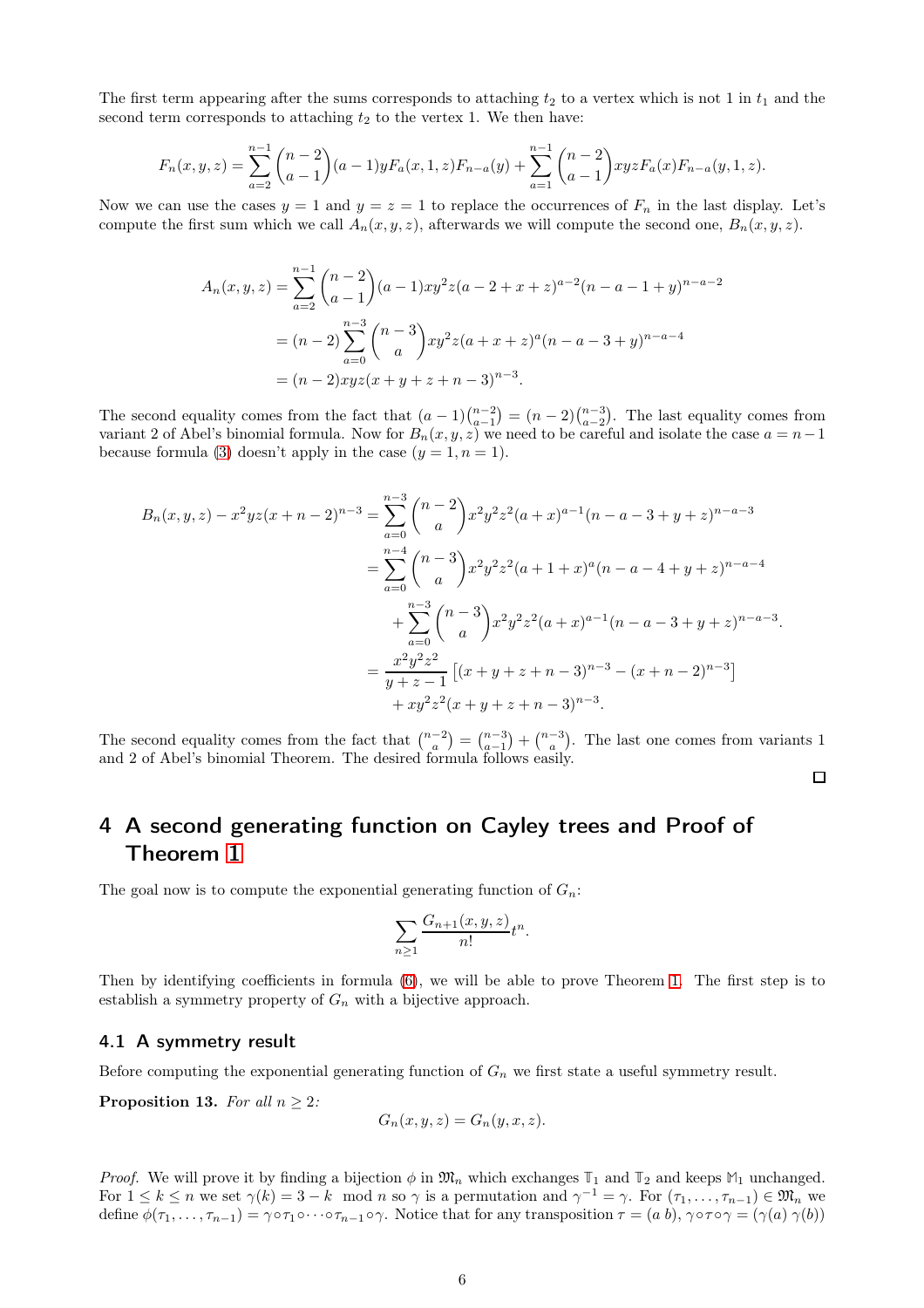The first term appearing after the sums corresponds to attaching $t_2$ to a vertex which is not 1 in $t_1$ and the second term corresponds to attaching $t_2$ to the vertex 1. We then have:

$$F_n(x,y,z) = \sum_{a=2}^{n-1} \binom{n-2}{a-1}(a-1)yF_a(x,1,z)F_{n-a}(y) + \sum_{a=1}^{n-1} \binom{n-2}{a-1} xyzF_a(x)F_{n-a}(y,1,z).$$

Now we can use the cases $y=1$ and $y=z=1$ to replace the occurrences of $F_n$ in the last display. Let's compute the first sum which we call $A_n(x,y,z)$, afterwards we will compute the second one, $B_n(x,y,z)$.

$$\begin{aligned}
A_n(x,y,z) &= \sum_{a=2}^{n-1} \binom{n-2}{a-1}(a-1)xy^2z(a-2+x+z)^{a-2}(n-a-1+y)^{n-a-2} \\
&= (n-2)\sum_{a=0}^{n-3}\binom{n-3}{a} xy^2z(a+x+z)^a(n-a-3+y)^{n-a-4} \\
&= (n-2)xyz(x+y+z+n-3)^{n-3}.
\end{aligned}$$

The second equality comes from the fact that $(a-1)\binom{n-2}{a-1} = (n-2)\binom{n-3}{a-2}$. The last equality comes from variant 2 of Abel's binomial formula. Now for $B_n(x,y,z)$ we need to be careful and isolate the case $a=n-1$ because formula (3) doesn't apply in the case $(y=1, n=1)$.

$$\begin{aligned}
B_n(x,y,z) - x^2yz(x+n-2)^{n-3} &= \sum_{a=0}^{n-3}\binom{n-2}{a} x^2y^2z^2(a+x)^{a-1}(n-a-3+y+z)^{n-a-3} \\
&= \sum_{a=0}^{n-4}\binom{n-3}{a} x^2y^2z^2(a+1+x)^{a}(n-a-4+y+z)^{n-a-4} \\
&\quad + \sum_{a=0}^{n-3}\binom{n-3}{a} x^2y^2z^2(a+x)^{a-1}(n-a-3+y+z)^{n-a-3}. \\
&= \frac{x^2y^2z^2}{y+z-1}\left[(x+y+z+n-3)^{n-3} - (x+n-2)^{n-3}\right] \\
&\quad + xy^2z^2(x+y+z+n-3)^{n-3}.
\end{aligned}$$

The second equality comes from the fact that $\binom{n-2}{a} = \binom{n-3}{a-1} + \binom{n-3}{a}$. The last one comes from variants 1 and 2 of Abel's binomial Theorem. The desired formula follows easily. $\square$

## 4 A second generating function on Cayley trees and Proof of Theorem 1

The goal now is to compute the exponential generating function of $G_n$:

$$\sum_{n\geq 1} \frac{G_{n+1}(x,y,z)}{n!} t^n.$$

Then by identifying coefficients in formula (6), we will be able to prove Theorem 1. The first step is to establish a symmetry property of $G_n$ with a bijective approach.

### 4.1 A symmetry result

Before computing the exponential generating function of $G_n$ we first state a useful symmetry result.

**Proposition 13.** *For all $n \geq 2$:*

$$G_n(x,y,z) = G_n(y,x,z).$$

*Proof.* We will prove it by finding a bijection $\phi$ in $\mathfrak{M}_n$ which exchanges $\mathbb{T}_1$ and $\mathbb{T}_2$ and keeps $\mathbb{M}_1$ unchanged. For $1 \leq k \leq n$ we set $\gamma(k) = 3-k \mod n$ so $\gamma$ is a permutation and $\gamma^{-1} = \gamma$. For $(\tau_1,\ldots,\tau_{n-1}) \in \mathfrak{M}_n$ we define $\phi(\tau_1,\ldots,\tau_{n-1}) = \gamma\circ\tau_1\circ\cdots\circ\tau_{n-1}\circ\gamma$. Notice that for any transposition $\tau = (a\ b)$, $\gamma\circ\tau\circ\gamma = (\gamma(a)\ \gamma(b))$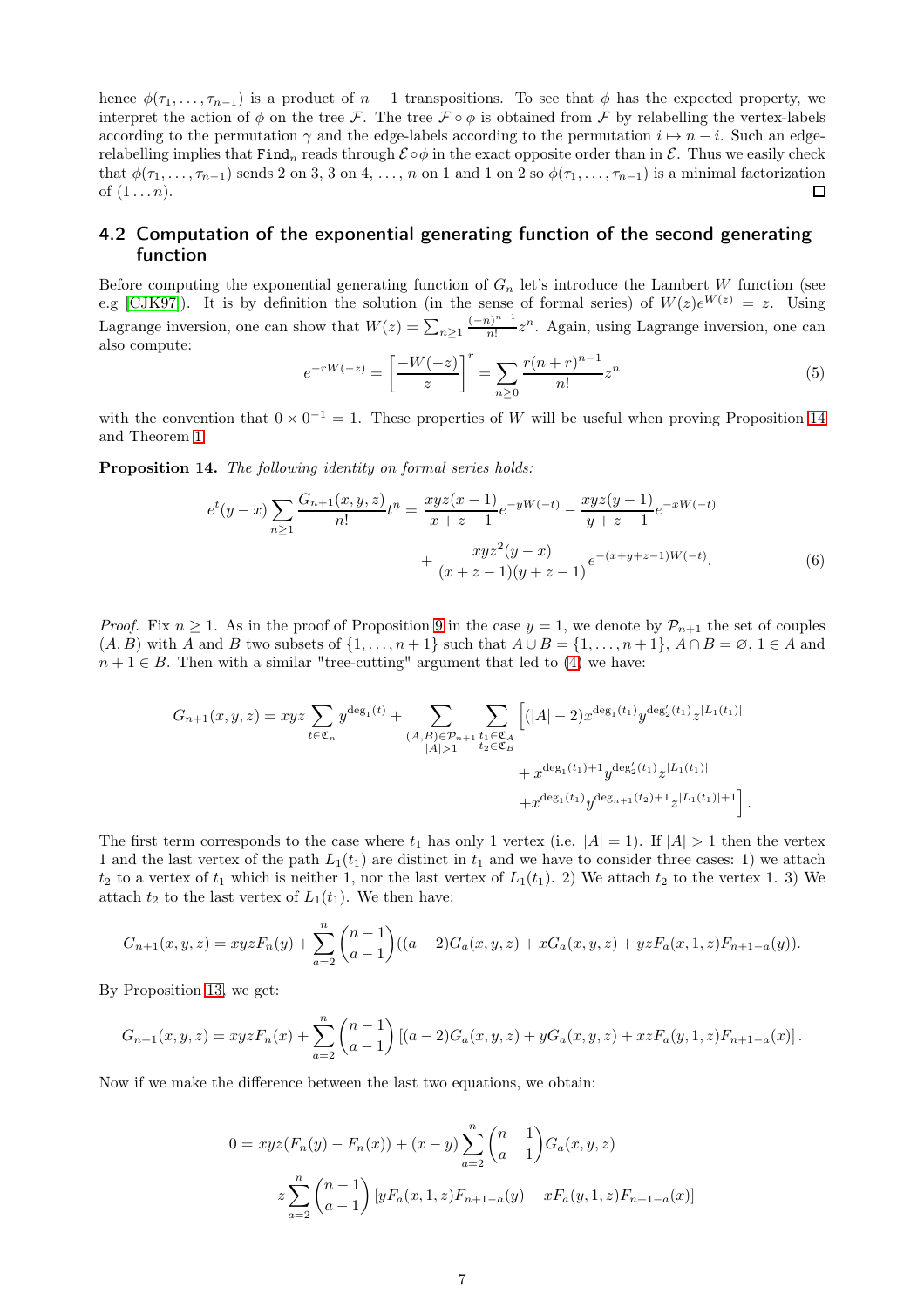hence $\phi(\tau_1, \dots, \tau_{n-1})$ is a product of $n-1$ transpositions. To see that $\phi$ has the expected property, we interpret the action of $\phi$ on the tree $\mathcal{F}$. The tree $\mathcal{F} \circ \phi$ is obtained from $\mathcal{F}$ by relabelling the vertex-labels according to the permutation $\gamma$ and the edge-labels according to the permutation $i \mapsto n-i$. Such an edge-relabelling implies that $\texttt{Find}_n$ reads through $\mathcal{E} \circ \phi$ in the exact opposite order than in $\mathcal{E}$. Thus we easily check that $\phi(\tau_1, \dots, \tau_{n-1})$ sends 2 on 3, 3 on 4, …, $n$ on 1 and 1 on 2 so $\phi(\tau_1, \dots, \tau_{n-1})$ is a minimal factorization of $(1 \dots n)$. ∎

## 4.2 Computation of the exponential generating function of the second generating function

Before computing the exponential generating function of $G_n$ let's introduce the Lambert $W$ function (see e.g [CJK97]). It is by definition the solution (in the sense of formal series) of $W(z)e^{W(z)} = z$. Using Lagrange inversion, one can show that $W(z) = \sum_{n \geq 1} \frac{(-n)^{n-1}}{n!} z^n$. Again, using Lagrange inversion, one can also compute:

$$e^{-rW(-z)} = \left[\frac{-W(-z)}{z}\right]^r = \sum_{n \geq 0} \frac{r(n+r)^{n-1}}{n!} z^n \tag{5}$$

with the convention that $0 \times 0^{-1} = 1$. These properties of $W$ will be useful when proving Proposition 14 and Theorem 1.

**Proposition 14.** *The following identity on formal series holds:*

$$\begin{aligned} e^t(y-x) \sum_{n \geq 1} \frac{G_{n+1}(x,y,z)}{n!} t^n = \frac{xyz(x-1)}{x+z-1} e^{-yW(-t)} - \frac{xyz(y-1)}{y+z-1} e^{-xW(-t)} \\ + \frac{xyz^2(y-x)}{(x+z-1)(y+z-1)} e^{-(x+y+z-1)W(-t)}. \end{aligned} \tag{6}$$

*Proof.* Fix $n \geq 1$. As in the proof of Proposition 9 in the case $y = 1$, we denote by $\mathcal{P}_{n+1}$ the set of couples $(A, B)$ with $A$ and $B$ two subsets of $\{1, \dots, n+1\}$ such that $A \cup B = \{1, \dots, n+1\}$, $A \cap B = \varnothing$, $1 \in A$ and $n+1 \in B$. Then with a similar "tree-cutting" argument that led to (4) we have:

$$\begin{aligned} G_{n+1}(x,y,z) = xyz \sum_{t \in \mathfrak{C}_n} y^{\deg_1(t)} + \sum_{\substack{(A,B) \in \mathcal{P}_{n+1} \\ |A|>1}} \sum_{\substack{t_1 \in \mathfrak{C}_A \\ t_2 \in \mathfrak{C}_B}} \Big[ (|A|-2) x^{\deg_1(t_1)} y^{\deg_2'(t_1)} z^{|L_1(t_1)|} \\ + x^{\deg_1(t_1)+1} y^{\deg_2'(t_1)} z^{|L_1(t_1)|} \\ + x^{\deg_1(t_1)} y^{\deg_{n+1}(t_2)+1} z^{|L_1(t_1)|+1} \Big]. \end{aligned}$$

The first term corresponds to the case where $t_1$ has only 1 vertex (i.e. $|A| = 1$). If $|A| > 1$ then the vertex 1 and the last vertex of the path $L_1(t_1)$ are distinct in $t_1$ and we have to consider three cases: 1) we attach $t_2$ to a vertex of $t_1$ which is neither 1, nor the last vertex of $L_1(t_1)$. 2) We attach $t_2$ to the vertex 1. 3) We attach $t_2$ to the last vertex of $L_1(t_1)$. We then have:

$$G_{n+1}(x,y,z) = xyzF_n(y) + \sum_{a=2}^{n} \binom{n-1}{a-1} ((a-2)G_a(x,y,z) + xG_a(x,y,z) + yzF_a(x,1,z)F_{n+1-a}(y)).$$

By Proposition 13, we get:

$$G_{n+1}(x,y,z) = xyzF_n(x) + \sum_{a=2}^{n} \binom{n-1}{a-1} \left[(a-2)G_a(x,y,z) + yG_a(x,y,z) + xzF_a(y,1,z)F_{n+1-a}(x)\right].$$

Now if we make the difference between the last two equations, we obtain:

$$\begin{aligned} 0 = xyz(F_n(y) - F_n(x)) + (x-y) \sum_{a=2}^{n} \binom{n-1}{a-1} G_a(x,y,z) \\ + z \sum_{a=2}^{n} \binom{n-1}{a-1} \left[yF_a(x,1,z)F_{n+1-a}(y) - xF_a(y,1,z)F_{n+1-a}(x)\right] \end{aligned}$$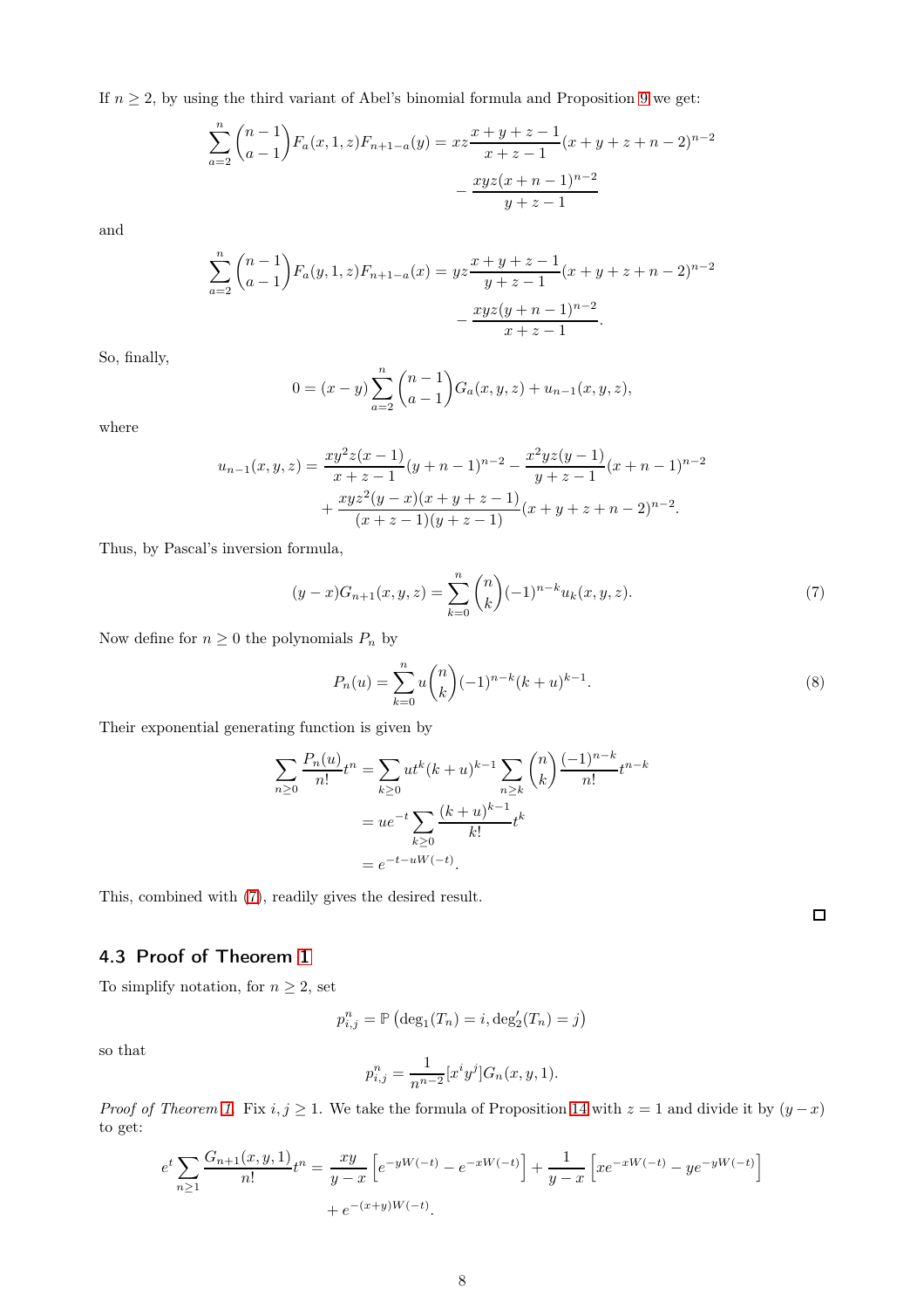If $n \geq 2$, by using the third variant of Abel's binomial formula and Proposition 9 we get:

$$\sum_{a=2}^{n} \binom{n-1}{a-1} F_a(x,1,z) F_{n+1-a}(y) = xz \frac{x+y+z-1}{x+z-1}(x+y+z+n-2)^{n-2} - \frac{xyz(x+n-1)^{n-2}}{y+z-1}$$

and

$$\sum_{a=2}^{n} \binom{n-1}{a-1} F_a(y,1,z) F_{n+1-a}(x) = yz \frac{x+y+z-1}{y+z-1}(x+y+z+n-2)^{n-2} - \frac{xyz(y+n-1)^{n-2}}{x+z-1}.$$

So, finally,

$$0 = (x-y) \sum_{a=2}^{n} \binom{n-1}{a-1} G_a(x,y,z) + u_{n-1}(x,y,z),$$

where

$$u_{n-1}(x,y,z) = \frac{xy^2 z(x-1)}{x+z-1}(y+n-1)^{n-2} - \frac{x^2 yz(y-1)}{y+z-1}(x+n-1)^{n-2} + \frac{xyz^2(y-x)(x+y+z-1)}{(x+z-1)(y+z-1)}(x+y+z+n-2)^{n-2}.$$

Thus, by Pascal's inversion formula,

$$(y-x) G_{n+1}(x,y,z) = \sum_{k=0}^{n} \binom{n}{k} (-1)^{n-k} u_k(x,y,z). \tag{7}$$

Now define for $n \geq 0$ the polynomials $P_n$ by

$$P_n(u) = \sum_{k=0}^{n} u \binom{n}{k} (-1)^{n-k} (k+u)^{k-1}. \tag{8}$$

Their exponential generating function is given by

$$\begin{aligned}
\sum_{n \geq 0} \frac{P_n(u)}{n!} t^n &= \sum_{k \geq 0} u t^k (k+u)^{k-1} \sum_{n \geq k} \binom{n}{k} \frac{(-1)^{n-k}}{n!} t^{n-k} \\
&= u e^{-t} \sum_{k \geq 0} \frac{(k+u)^{k-1}}{k!} t^k \\
&= e^{-t - uW(-t)}.
\end{aligned}$$

This, combined with (7), readily gives the desired result.

□

## 4.3 Proof of Theorem 1

To simplify notation, for $n \geq 2$, set

$$p_{i,j}^n = \mathbb{P}\left(\deg_1(T_n) = i, \deg_2'(T_n) = j\right)$$

so that

$$p_{i,j}^n = \frac{1}{n^{n-2}} [x^i y^j] G_n(x,y,1).$$

*Proof of Theorem 1.* Fix $i, j \geq 1$. We take the formula of Proposition 14 with $z = 1$ and divide it by $(y-x)$ to get:

$$e^t \sum_{n \geq 1} \frac{G_{n+1}(x,y,1)}{n!} t^n = \frac{xy}{y-x}\left[e^{-yW(-t)} - e^{-xW(-t)}\right] + \frac{1}{y-x}\left[x e^{-xW(-t)} - y e^{-yW(-t)}\right] + e^{-(x+y)W(-t)}.$$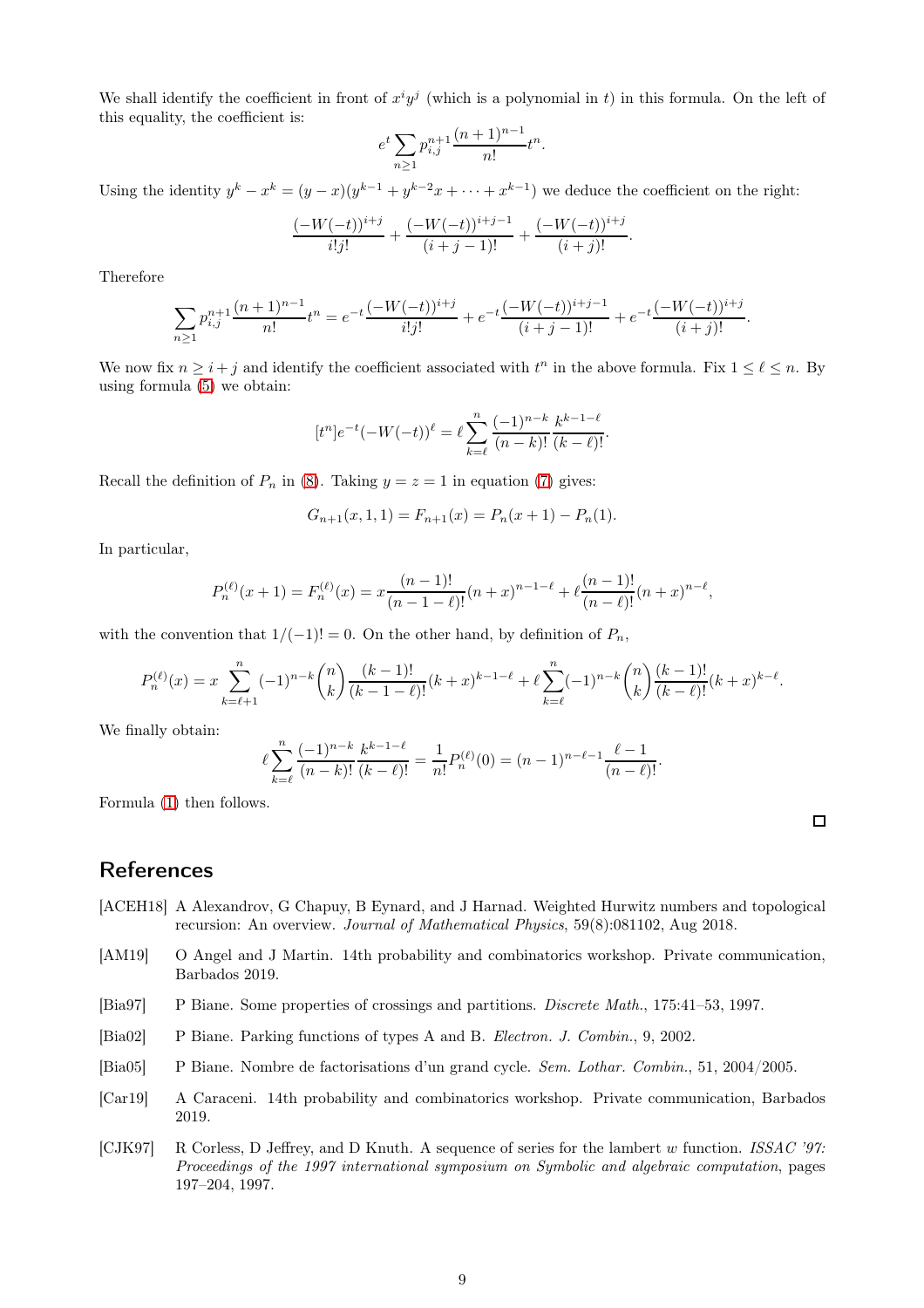We shall identify the coefficient in front of $x^i y^j$ (which is a polynomial in $t$) in this formula. On the left of this equality, the coefficient is:

$$e^t \sum_{n\geq 1} p_{i,j}^{n+1} \frac{(n+1)^{n-1}}{n!} t^n.$$

Using the identity $y^k - x^k = (y-x)(y^{k-1} + y^{k-2}x + \cdots + x^{k-1})$ we deduce the coefficient on the right:

$$\frac{(-W(-t))^{i+j}}{i!j!} + \frac{(-W(-t))^{i+j-1}}{(i+j-1)!} + \frac{(-W(-t))^{i+j}}{(i+j)!}.$$

Therefore

$$\sum_{n\geq 1} p_{i,j}^{n+1} \frac{(n+1)^{n-1}}{n!} t^n = e^{-t}\frac{(-W(-t))^{i+j}}{i!j!} + e^{-t}\frac{(-W(-t))^{i+j-1}}{(i+j-1)!} + e^{-t}\frac{(-W(-t))^{i+j}}{(i+j)!}.$$

We now fix $n \geq i+j$ and identify the coefficient associated with $t^n$ in the above formula. Fix $1 \leq \ell \leq n$. By using formula (5) we obtain:

$$[t^n] e^{-t}(-W(-t))^\ell = \ell \sum_{k=\ell}^{n} \frac{(-1)^{n-k}}{(n-k)!} \frac{k^{k-1-\ell}}{(k-\ell)!}.$$

Recall the definition of $P_n$ in (8). Taking $y = z = 1$ in equation (7) gives:

$$G_{n+1}(x,1,1) = F_{n+1}(x) = P_n(x+1) - P_n(1).$$

In particular,

$$P_n^{(\ell)}(x+1) = F_n^{(\ell)}(x) = x\frac{(n-1)!}{(n-1-\ell)!}(n+x)^{n-1-\ell} + \ell \frac{(n-1)!}{(n-\ell)!}(n+x)^{n-\ell},$$

with the convention that $1/(-1)! = 0$. On the other hand, by definition of $P_n$,

$$P_n^{(\ell)}(x) = x\sum_{k=\ell+1}^{n} (-1)^{n-k}\binom{n}{k}\frac{(k-1)!}{(k-1-\ell)!}(k+x)^{k-1-\ell} + \ell \sum_{k=\ell}^{n}(-1)^{n-k}\binom{n}{k}\frac{(k-1)!}{(k-\ell)!}(k+x)^{k-\ell}.$$

We finally obtain:

$$\ell \sum_{k=\ell}^{n} \frac{(-1)^{n-k}}{(n-k)!}\frac{k^{k-1-\ell}}{(k-\ell)!} = \frac{1}{n!}P_n^{(\ell)}(0) = (n-1)^{n-\ell-1}\frac{\ell-1}{(n-\ell)!}.$$

Formula (1) then follows. □

## References

[ACEH18] A Alexandrov, G Chapuy, B Eynard, and J Harnad. Weighted Hurwitz numbers and topological recursion: An overview. *Journal of Mathematical Physics*, 59(8):081102, Aug 2018.

[AM19] O Angel and J Martin. 14th probability and combinatorics workshop. Private communication, Barbados 2019.

[Bia97] P Biane. Some properties of crossings and partitions. *Discrete Math.*, 175:41–53, 1997.

[Bia02] P Biane. Parking functions of types A and B. *Electron. J. Combin.*, 9, 2002.

[Bia05] P Biane. Nombre de factorisations d'un grand cycle. *Sem. Lothar. Combin.*, 51, 2004/2005.

[Car19] A Caraceni. 14th probability and combinatorics workshop. Private communication, Barbados 2019.

[CJK97] R Corless, D Jeffrey, and D Knuth. A sequence of series for the lambert $w$ function. *ISSAC '97: Proceedings of the 1997 international symposium on Symbolic and algebraic computation*, pages 197–204, 1997.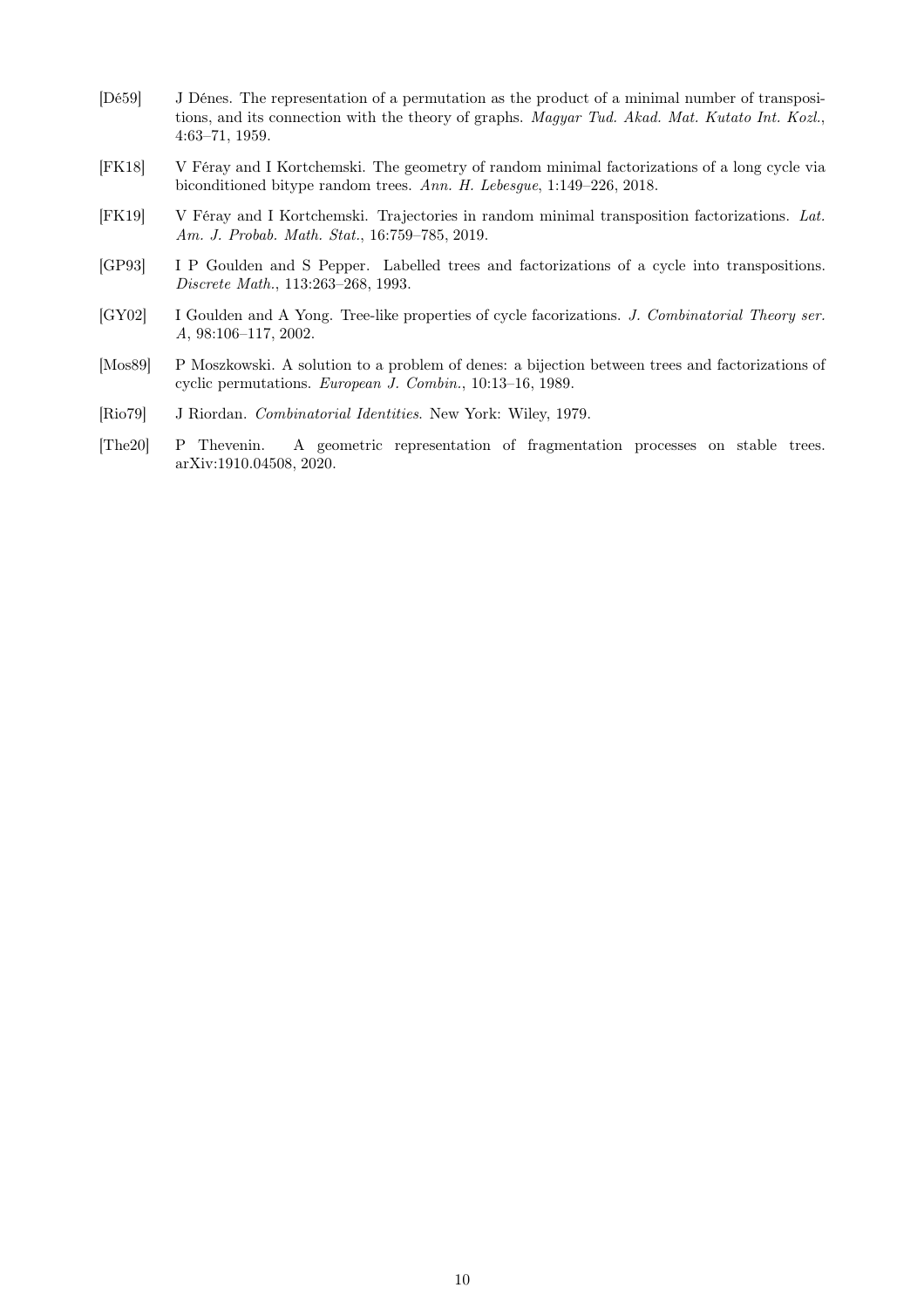[Dé59] J Dénes. The representation of a permutation as the product of a minimal number of transpositions, and its connection with the theory of graphs. *Magyar Tud. Akad. Mat. Kutato Int. Kozl.*, 4:63–71, 1959.

[FK18] V Féray and I Kortchemski. The geometry of random minimal factorizations of a long cycle via biconditioned bitype random trees. *Ann. H. Lebesgue*, 1:149–226, 2018.

[FK19] V Féray and I Kortchemski. Trajectories in random minimal transposition factorizations. *Lat. Am. J. Probab. Math. Stat.*, 16:759–785, 2019.

[GP93] I P Goulden and S Pepper. Labelled trees and factorizations of a cycle into transpositions. *Discrete Math.*, 113:263–268, 1993.

[GY02] I Goulden and A Yong. Tree-like properties of cycle facorizations. *J. Combinatorial Theory ser. A*, 98:106–117, 2002.

[Mos89] P Moszkowski. A solution to a problem of denes: a bijection between trees and factorizations of cyclic permutations. *European J. Combin.*, 10:13–16, 1989.

[Rio79] J Riordan. *Combinatorial Identities*. New York: Wiley, 1979.

[The20] P Thevenin. A geometric representation of fragmentation processes on stable trees. arXiv:1910.04508, 2020.